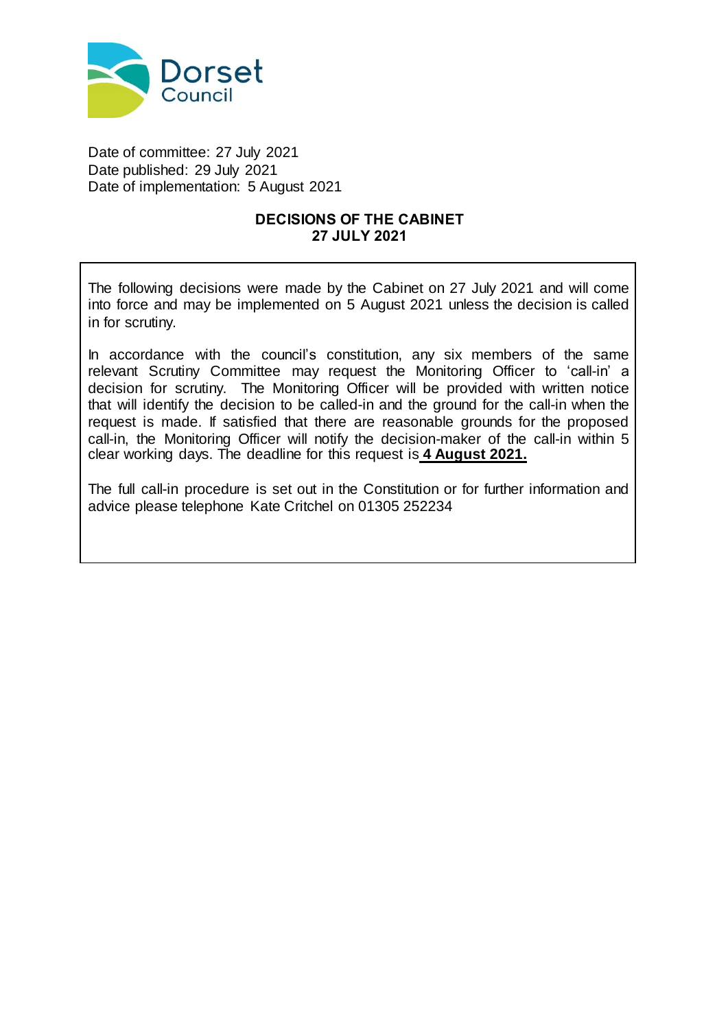Dorset Council

Date of committee: 27 July 2021
Date published: 29 July 2021
Date of implementation: 5 August 2021

## DECISIONS OF THE CABINET
## 27 JULY 2021

The following decisions were made by the Cabinet on 27 July 2021 and will come into force and may be implemented on 5 August 2021 unless the decision is called in for scrutiny.

In accordance with the council's constitution, any six members of the same relevant Scrutiny Committee may request the Monitoring Officer to 'call-in' a decision for scrutiny. The Monitoring Officer will be provided with written notice that will identify the decision to be called-in and the ground for the call-in when the request is made. If satisfied that there are reasonable grounds for the proposed call-in, the Monitoring Officer will notify the decision-maker of the call-in within 5 clear working days. The deadline for this request is **4 August 2021.**

The full call-in procedure is set out in the Constitution or for further information and advice please telephone Kate Critchel on 01305 252234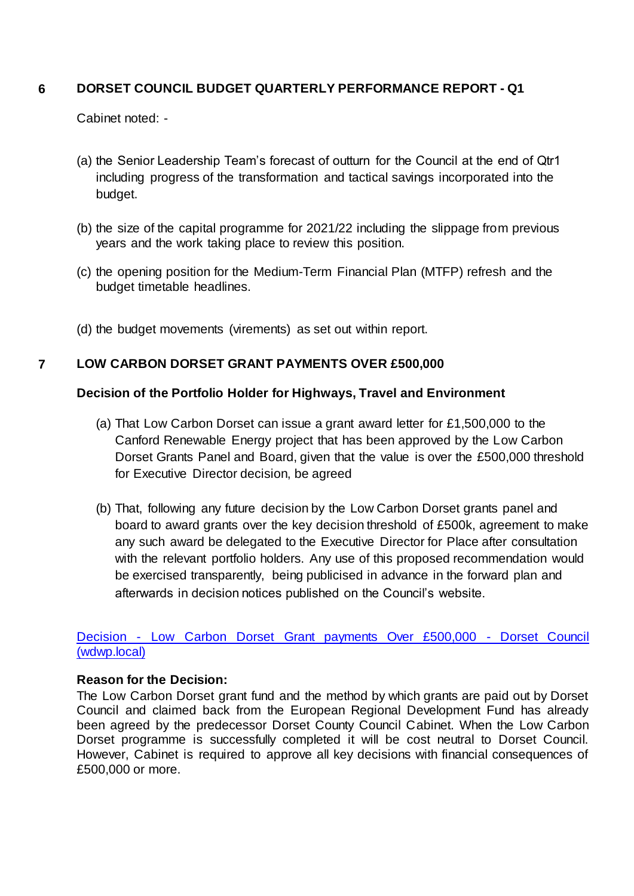## 6 DORSET COUNCIL BUDGET QUARTERLY PERFORMANCE REPORT - Q1

Cabinet noted: -

(a) the Senior Leadership Team's forecast of outturn for the Council at the end of Qtr1 including progress of the transformation and tactical savings incorporated into the budget.

(b) the size of the capital programme for 2021/22 including the slippage from previous years and the work taking place to review this position.

(c) the opening position for the Medium-Term Financial Plan (MTFP) refresh and the budget timetable headlines.

(d) the budget movements (virements) as set out within report.

## 7 LOW CARBON DORSET GRANT PAYMENTS OVER £500,000

**Decision of the Portfolio Holder for Highways, Travel and Environment**

(a) That Low Carbon Dorset can issue a grant award letter for £1,500,000 to the Canford Renewable Energy project that has been approved by the Low Carbon Dorset Grants Panel and Board, given that the value is over the £500,000 threshold for Executive Director decision, be agreed

(b) That, following any future decision by the Low Carbon Dorset grants panel and board to award grants over the key decision threshold of £500k, agreement to make any such award be delegated to the Executive Director for Place after consultation with the relevant portfolio holders. Any use of this proposed recommendation would be exercised transparently, being publicised in advance in the forward plan and afterwards in decision notices published on the Council's website.

Decision - Low Carbon Dorset Grant payments Over £500,000 - Dorset Council (wdwp.local)

**Reason for the Decision:**
The Low Carbon Dorset grant fund and the method by which grants are paid out by Dorset Council and claimed back from the European Regional Development Fund has already been agreed by the predecessor Dorset County Council Cabinet. When the Low Carbon Dorset programme is successfully completed it will be cost neutral to Dorset Council. However, Cabinet is required to approve all key decisions with financial consequences of £500,000 or more.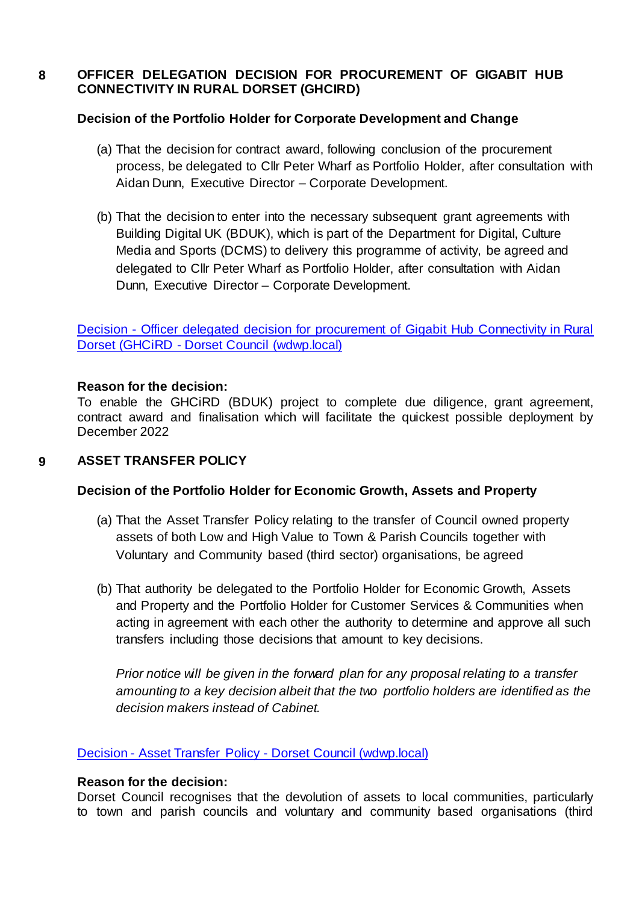## 8 OFFICER DELEGATION DECISION FOR PROCUREMENT OF GIGABIT HUB CONNECTIVITY IN RURAL DORSET (GHCIRD)

**Decision of the Portfolio Holder for Corporate Development and Change**

(a) That the decision for contract award, following conclusion of the procurement process, be delegated to Cllr Peter Wharf as Portfolio Holder, after consultation with Aidan Dunn, Executive Director – Corporate Development.

(b) That the decision to enter into the necessary subsequent grant agreements with Building Digital UK (BDUK), which is part of the Department for Digital, Culture Media and Sports (DCMS) to delivery this programme of activity, be agreed and delegated to Cllr Peter Wharf as Portfolio Holder, after consultation with Aidan Dunn, Executive Director – Corporate Development.

Decision - Officer delegated decision for procurement of Gigabit Hub Connectivity in Rural Dorset (GHCiRD - Dorset Council (wdwp.local)

**Reason for the decision:**
To enable the GHCiRD (BDUK) project to complete due diligence, grant agreement, contract award and finalisation which will facilitate the quickest possible deployment by December 2022

## 9 ASSET TRANSFER POLICY

**Decision of the Portfolio Holder for Economic Growth, Assets and Property**

(a) That the Asset Transfer Policy relating to the transfer of Council owned property assets of both Low and High Value to Town & Parish Councils together with Voluntary and Community based (third sector) organisations, be agreed

(b) That authority be delegated to the Portfolio Holder for Economic Growth, Assets and Property and the Portfolio Holder for Customer Services & Communities when acting in agreement with each other the authority to determine and approve all such transfers including those decisions that amount to key decisions.

*Prior notice will be given in the forward plan for any proposal relating to a transfer amounting to a key decision albeit that the two portfolio holders are identified as the decision makers instead of Cabinet.*

Decision - Asset Transfer Policy - Dorset Council (wdwp.local)

**Reason for the decision:**
Dorset Council recognises that the devolution of assets to local communities, particularly to town and parish councils and voluntary and community based organisations (third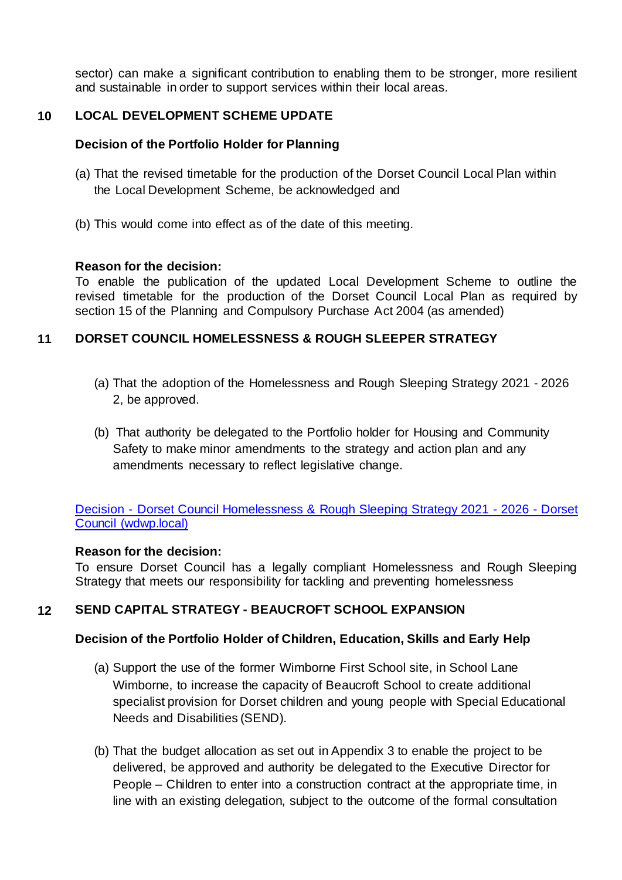sector) can make a significant contribution to enabling them to be stronger, more resilient and sustainable in order to support services within their local areas.

## 10 LOCAL DEVELOPMENT SCHEME UPDATE

**Decision of the Portfolio Holder for Planning**

(a) That the revised timetable for the production of the Dorset Council Local Plan within the Local Development Scheme, be acknowledged and

(b) This would come into effect as of the date of this meeting.

**Reason for the decision:**
To enable the publication of the updated Local Development Scheme to outline the revised timetable for the production of the Dorset Council Local Plan as required by section 15 of the Planning and Compulsory Purchase Act 2004 (as amended)

## 11 DORSET COUNCIL HOMELESSNESS & ROUGH SLEEPER STRATEGY

(a) That the adoption of the Homelessness and Rough Sleeping Strategy 2021 - 2026 2, be approved.

(b) That authority be delegated to the Portfolio holder for Housing and Community Safety to make minor amendments to the strategy and action plan and any amendments necessary to reflect legislative change.

[Decision - Dorset Council Homelessness & Rough Sleeping Strategy 2021 - 2026 - Dorset Council (wdwp.local)]

**Reason for the decision:**
To ensure Dorset Council has a legally compliant Homelessness and Rough Sleeping Strategy that meets our responsibility for tackling and preventing homelessness

## 12 SEND CAPITAL STRATEGY - BEAUCROFT SCHOOL EXPANSION

**Decision of the Portfolio Holder of Children, Education, Skills and Early Help**

(a) Support the use of the former Wimborne First School site, in School Lane Wimborne, to increase the capacity of Beaucroft School to create additional specialist provision for Dorset children and young people with Special Educational Needs and Disabilities (SEND).

(b) That the budget allocation as set out in Appendix 3 to enable the project to be delivered, be approved and authority be delegated to the Executive Director for People – Children to enter into a construction contract at the appropriate time, in line with an existing delegation, subject to the outcome of the formal consultation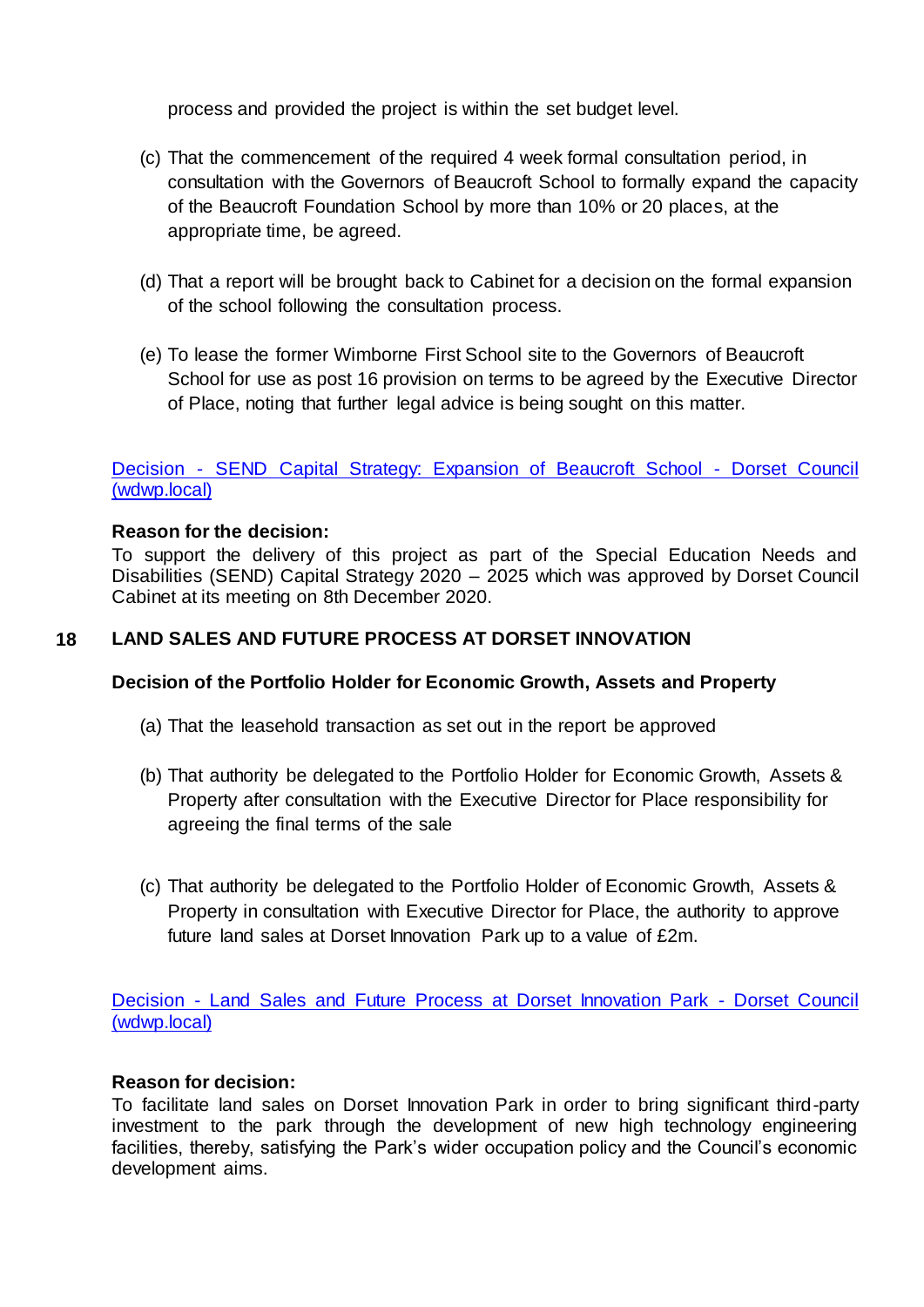process and provided the project is within the set budget level.

(c) That the commencement of the required 4 week formal consultation period, in consultation with the Governors of Beaucroft School to formally expand the capacity of the Beaucroft Foundation School by more than 10% or 20 places, at the appropriate time, be agreed.

(d) That a report will be brought back to Cabinet for a decision on the formal expansion of the school following the consultation process.

(e) To lease the former Wimborne First School site to the Governors of Beaucroft School for use as post 16 provision on terms to be agreed by the Executive Director of Place, noting that further legal advice is being sought on this matter.

Decision - SEND Capital Strategy: Expansion of Beaucroft School - Dorset Council (wdwp.local)

**Reason for the decision:**
To support the delivery of this project as part of the Special Education Needs and Disabilities (SEND) Capital Strategy 2020 – 2025 which was approved by Dorset Council Cabinet at its meeting on 8th December 2020.

## 18 LAND SALES AND FUTURE PROCESS AT DORSET INNOVATION

**Decision of the Portfolio Holder for Economic Growth, Assets and Property**

(a) That the leasehold transaction as set out in the report be approved

(b) That authority be delegated to the Portfolio Holder for Economic Growth, Assets & Property after consultation with the Executive Director for Place responsibility for agreeing the final terms of the sale

(c) That authority be delegated to the Portfolio Holder of Economic Growth, Assets & Property in consultation with Executive Director for Place, the authority to approve future land sales at Dorset Innovation Park up to a value of £2m.

Decision - Land Sales and Future Process at Dorset Innovation Park - Dorset Council (wdwp.local)

**Reason for decision:**
To facilitate land sales on Dorset Innovation Park in order to bring significant third-party investment to the park through the development of new high technology engineering facilities, thereby, satisfying the Park's wider occupation policy and the Council's economic development aims.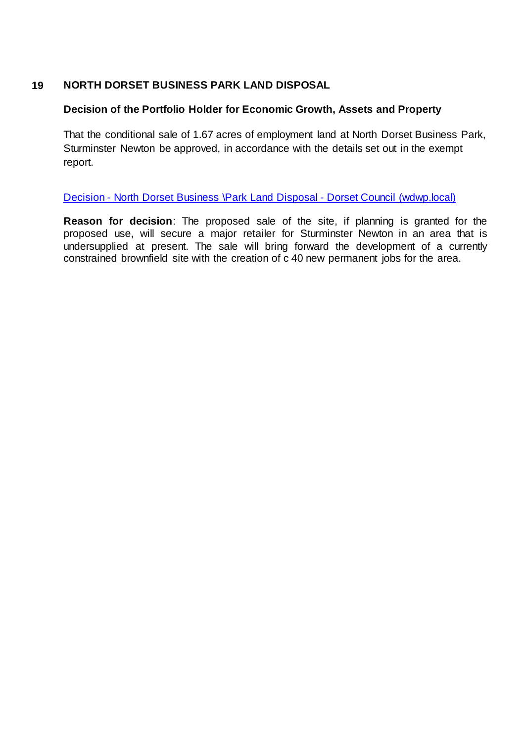## 19 NORTH DORSET BUSINESS PARK LAND DISPOSAL

**Decision of the Portfolio Holder for Economic Growth, Assets and Property**

That the conditional sale of 1.67 acres of employment land at North Dorset Business Park, Sturminster Newton be approved, in accordance with the details set out in the exempt report.

[Decision - North Dorset Business \Park Land Disposal - Dorset Council (wdwp.local)]

**Reason for decision**: The proposed sale of the site, if planning is granted for the proposed use, will secure a major retailer for Sturminster Newton in an area that is undersupplied at present. The sale will bring forward the development of a currently constrained brownfield site with the creation of c 40 new permanent jobs for the area.